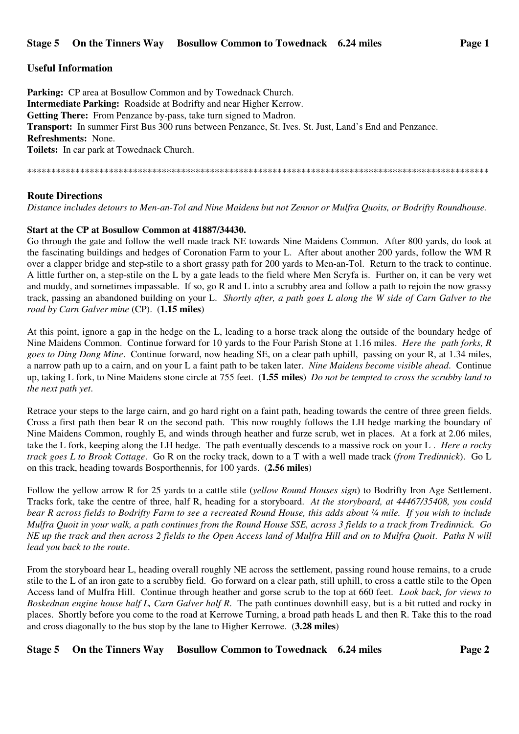**Stage 5 On the Tinners Way Bosullow Common to Towednack 6.24 miles**

## Useful Information

**Parking:** CP area at Bosullow Common and by Towednack Church.
**Intermediate Parking:** Roadside at Bodrifty and near Higher Kerrow.
**Getting There:** From Penzance by-pass, take turn signed to Madron.
**Transport:** In summer First Bus 300 runs between Penzance, St. Ives. St. Just, Land's End and Penzance.
**Refreshments:** None.
**Toilets:** In car park at Towednack Church.

****************************************************************************************************

## Route Directions

*Distance includes detours to Men-an-Tol and Nine Maidens but not Zennor or Mulfra Quoits, or Bodrifty Roundhouse.*

**Start at the CP at Bosullow Common at 41887/34430.**

Go through the gate and follow the well made track NE towards Nine Maidens Common. After 800 yards, do look at the fascinating buildings and hedges of Coronation Farm to your L. After about another 200 yards, follow the WM R over a clapper bridge and step-stile to a short grassy path for 200 yards to Men-an-Tol. Return to the track to continue. A little further on, a step-stile on the L by a gate leads to the field where Men Scryfa is. Further on, it can be very wet and muddy, and sometimes impassable. If so, go R and L into a scrubby area and follow a path to rejoin the now grassy track, passing an abandoned building on your L. *Shortly after, a path goes L along the W side of Carn Galver to the road by Carn Galver mine* (CP). (**1.15 miles**)

At this point, ignore a gap in the hedge on the L, leading to a horse track along the outside of the boundary hedge of Nine Maidens Common. Continue forward for 10 yards to the Four Parish Stone at 1.16 miles. *Here the path forks, R goes to Ding Dong Mine*. Continue forward, now heading SE, on a clear path uphill, passing on your R, at 1.34 miles, a narrow path up to a cairn, and on your L a faint path to be taken later. *Nine Maidens become visible ahead*. Continue up, taking L fork, to Nine Maidens stone circle at 755 feet. (**1.55 miles**) *Do not be tempted to cross the scrubby land to the next path yet*.

Retrace your steps to the large cairn, and go hard right on a faint path, heading towards the centre of three green fields. Cross a first path then bear R on the second path. This now roughly follows the LH hedge marking the boundary of Nine Maidens Common, roughly E, and winds through heather and furze scrub, wet in places. At a fork at 2.06 miles, take the L fork, keeping along the LH hedge. The path eventually descends to a massive rock on your L . *Here a rocky track goes L to Brook Cottage*. Go R on the rocky track, down to a T with a well made track (*from Tredinnick*). Go L on this track, heading towards Bosporthennis, for 100 yards. (**2.56 miles**)

Follow the yellow arrow R for 25 yards to a cattle stile (*yellow Round Houses sign*) to Bodrifty Iron Age Settlement. Tracks fork, take the centre of three, half R, heading for a storyboard. *At the storyboard, at 44467/35408, you could bear R across fields to Bodrifty Farm to see a recreated Round House, this adds about ¼ mile. If you wish to include Mulfra Quoit in your walk, a path continues from the Round House SSE, across 3 fields to a track from Tredinnick. Go NE up the track and then across 2 fields to the Open Access land of Mulfra Hill and on to Mulfra Quoit. Paths N will lead you back to the route*.

From the storyboard hear L, heading overall roughly NE across the settlement, passing round house remains, to a crude stile to the L of an iron gate to a scrubby field. Go forward on a clear path, still uphill, to cross a cattle stile to the Open Access land of Mulfra Hill. Continue through heather and gorse scrub to the top at 660 feet. *Look back, for views to Boskednan engine house half L, Carn Galver half R*. The path continues downhill easy, but is a bit rutted and rocky in places. Shortly before you come to the road at Kerrowe Turning, a broad path heads L and then R. Take this to the road and cross diagonally to the bus stop by the lane to Higher Kerrowe. (**3.28 miles**)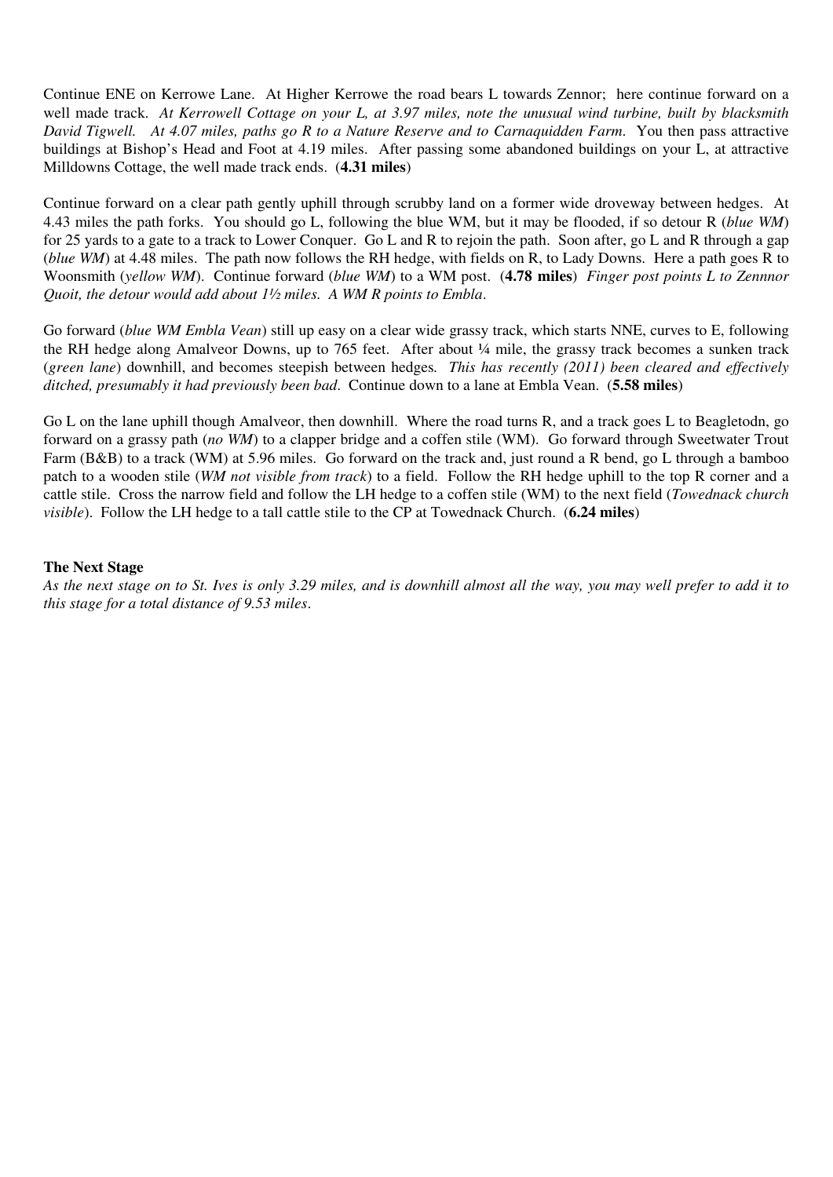Continue ENE on Kerrowe Lane. At Higher Kerrowe the road bears L towards Zennor; here continue forward on a well made track. *At Kerrowell Cottage on your L, at 3.97 miles, note the unusual wind turbine, built by blacksmith David Tigwell. At 4.07 miles, paths go R to a Nature Reserve and to Carnaquidden Farm.* You then pass attractive buildings at Bishop's Head and Foot at 4.19 miles. After passing some abandoned buildings on your L, at attractive Milldowns Cottage, the well made track ends. (**4.31 miles**)

Continue forward on a clear path gently uphill through scrubby land on a former wide droveway between hedges. At 4.43 miles the path forks. You should go L, following the blue WM, but it may be flooded, if so detour R (*blue WM*) for 25 yards to a gate to a track to Lower Conquer. Go L and R to rejoin the path. Soon after, go L and R through a gap (*blue WM*) at 4.48 miles. The path now follows the RH hedge, with fields on R, to Lady Downs. Here a path goes R to Woonsmith (*yellow WM*). Continue forward (*blue WM*) to a WM post. (**4.78 miles**) *Finger post points L to Zennnor Quoit, the detour would add about 1½ miles. A WM R points to Embla*.

Go forward (*blue WM Embla Vean*) still up easy on a clear wide grassy track, which starts NNE, curves to E, following the RH hedge along Amalveor Downs, up to 765 feet. After about ¼ mile, the grassy track becomes a sunken track (*green lane*) downhill, and becomes steepish between hedges. *This has recently (2011) been cleared and effectively ditched, presumably it had previously been bad*. Continue down to a lane at Embla Vean. (**5.58 miles**)

Go L on the lane uphill though Amalveor, then downhill. Where the road turns R, and a track goes L to Beagletodn, go forward on a grassy path (*no WM*) to a clapper bridge and a coffen stile (WM). Go forward through Sweetwater Trout Farm (B&B) to a track (WM) at 5.96 miles. Go forward on the track and, just round a R bend, go L through a bamboo patch to a wooden stile (*WM not visible from track*) to a field. Follow the RH hedge uphill to the top R corner and a cattle stile. Cross the narrow field and follow the LH hedge to a coffen stile (WM) to the next field (*Towednack church visible*). Follow the LH hedge to a tall cattle stile to the CP at Towednack Church. (**6.24 miles**)

**The Next Stage**

*As the next stage on to St. Ives is only 3.29 miles, and is downhill almost all the way, you may well prefer to add it to this stage for a total distance of 9.53 miles*.